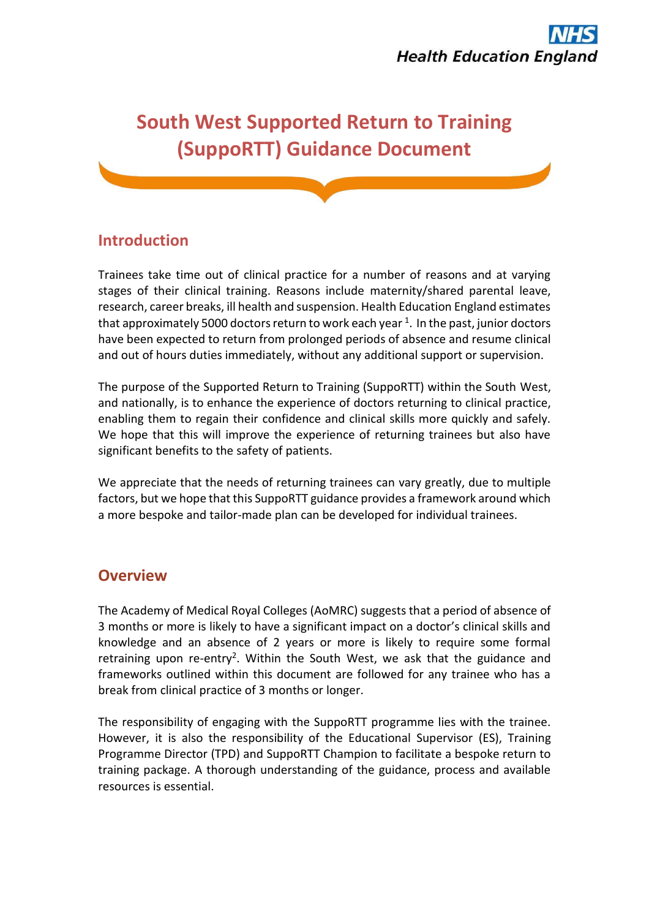NHS
Health Education England

# South West Supported Return to Training (SuppoRTT) Guidance Document

## Introduction

Trainees take time out of clinical practice for a number of reasons and at varying stages of their clinical training. Reasons include maternity/shared parental leave, research, career breaks, ill health and suspension. Health Education England estimates that approximately 5000 doctors return to work each year [1]. In the past, junior doctors have been expected to return from prolonged periods of absence and resume clinical and out of hours duties immediately, without any additional support or supervision.

The purpose of the Supported Return to Training (SuppoRTT) within the South West, and nationally, is to enhance the experience of doctors returning to clinical practice, enabling them to regain their confidence and clinical skills more quickly and safely. We hope that this will improve the experience of returning trainees but also have significant benefits to the safety of patients.

We appreciate that the needs of returning trainees can vary greatly, due to multiple factors, but we hope that this SuppoRTT guidance provides a framework around which a more bespoke and tailor-made plan can be developed for individual trainees.

## Overview

The Academy of Medical Royal Colleges (AoMRC) suggests that a period of absence of 3 months or more is likely to have a significant impact on a doctor's clinical skills and knowledge and an absence of 2 years or more is likely to require some formal retraining upon re-entry[2]. Within the South West, we ask that the guidance and frameworks outlined within this document are followed for any trainee who has a break from clinical practice of 3 months or longer.

The responsibility of engaging with the SuppoRTT programme lies with the trainee. However, it is also the responsibility of the Educational Supervisor (ES), Training Programme Director (TPD) and SuppoRTT Champion to facilitate a bespoke return to training package. A thorough understanding of the guidance, process and available resources is essential.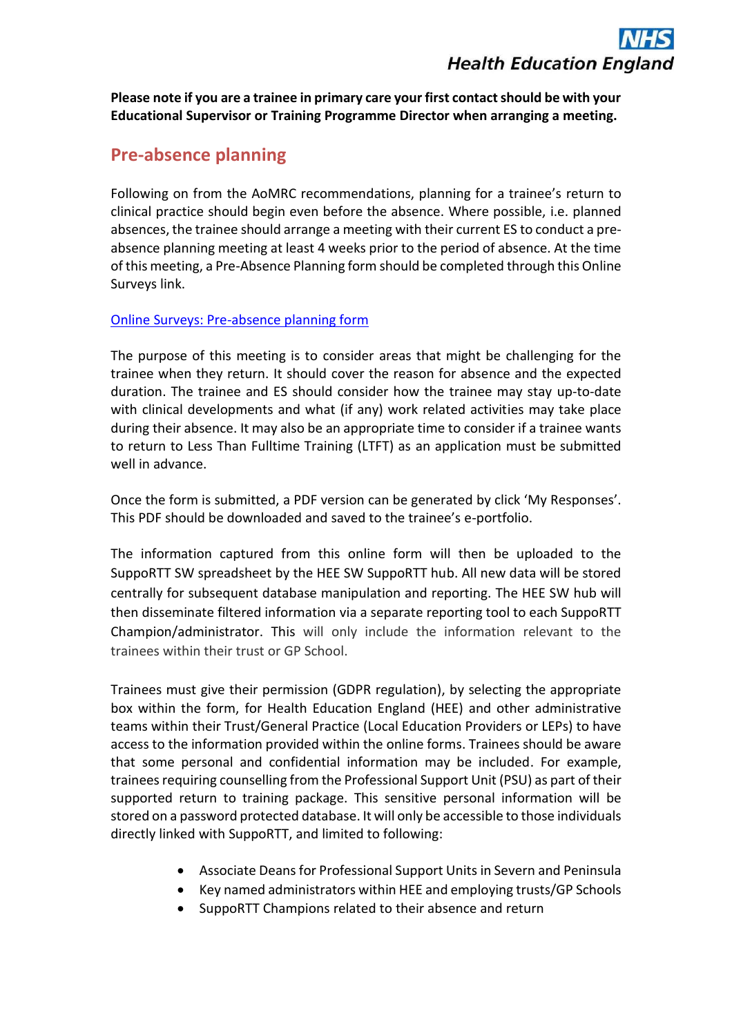**Please note if you are a trainee in primary care your first contact should be with your Educational Supervisor or Training Programme Director when arranging a meeting.**

## Pre-absence planning

Following on from the AoMRC recommendations, planning for a trainee's return to clinical practice should begin even before the absence. Where possible, i.e. planned absences, the trainee should arrange a meeting with their current ES to conduct a pre-absence planning meeting at least 4 weeks prior to the period of absence. At the time of this meeting, a Pre-Absence Planning form should be completed through this Online Surveys link.

[Online Surveys: Pre-absence planning form]

The purpose of this meeting is to consider areas that might be challenging for the trainee when they return. It should cover the reason for absence and the expected duration. The trainee and ES should consider how the trainee may stay up-to-date with clinical developments and what (if any) work related activities may take place during their absence. It may also be an appropriate time to consider if a trainee wants to return to Less Than Fulltime Training (LTFT) as an application must be submitted well in advance.

Once the form is submitted, a PDF version can be generated by click 'My Responses'. This PDF should be downloaded and saved to the trainee's e-portfolio.

The information captured from this online form will then be uploaded to the SuppoRTT SW spreadsheet by the HEE SW SuppoRTT hub. All new data will be stored centrally for subsequent database manipulation and reporting. The HEE SW hub will then disseminate filtered information via a separate reporting tool to each SuppoRTT Champion/administrator. This will only include the information relevant to the trainees within their trust or GP School.

Trainees must give their permission (GDPR regulation), by selecting the appropriate box within the form, for Health Education England (HEE) and other administrative teams within their Trust/General Practice (Local Education Providers or LEPs) to have access to the information provided within the online forms. Trainees should be aware that some personal and confidential information may be included. For example, trainees requiring counselling from the Professional Support Unit (PSU) as part of their supported return to training package. This sensitive personal information will be stored on a password protected database. It will only be accessible to those individuals directly linked with SuppoRTT, and limited to following:

- Associate Deans for Professional Support Units in Severn and Peninsula
- Key named administrators within HEE and employing trusts/GP Schools
- SuppoRTT Champions related to their absence and return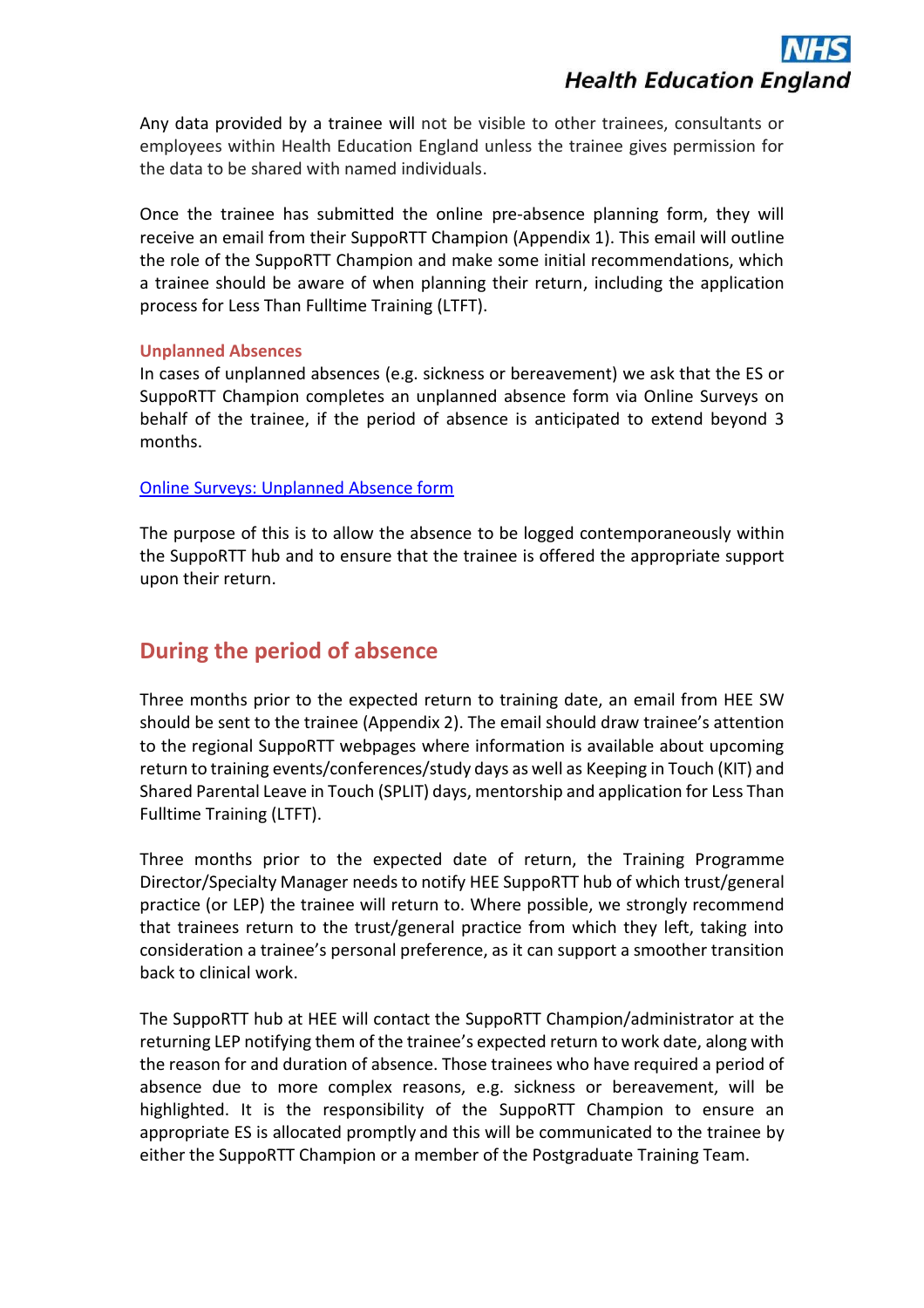Any data provided by a trainee will not be visible to other trainees, consultants or employees within Health Education England unless the trainee gives permission for the data to be shared with named individuals.

Once the trainee has submitted the online pre-absence planning form, they will receive an email from their SuppoRTT Champion (Appendix 1). This email will outline the role of the SuppoRTT Champion and make some initial recommendations, which a trainee should be aware of when planning their return, including the application process for Less Than Fulltime Training (LTFT).

### Unplanned Absences

In cases of unplanned absences (e.g. sickness or bereavement) we ask that the ES or SuppoRTT Champion completes an unplanned absence form via Online Surveys on behalf of the trainee, if the period of absence is anticipated to extend beyond 3 months.

[Online Surveys: Unplanned Absence form]

The purpose of this is to allow the absence to be logged contemporaneously within the SuppoRTT hub and to ensure that the trainee is offered the appropriate support upon their return.

## During the period of absence

Three months prior to the expected return to training date, an email from HEE SW should be sent to the trainee (Appendix 2). The email should draw trainee's attention to the regional SuppoRTT webpages where information is available about upcoming return to training events/conferences/study days as well as Keeping in Touch (KIT) and Shared Parental Leave in Touch (SPLIT) days, mentorship and application for Less Than Fulltime Training (LTFT).

Three months prior to the expected date of return, the Training Programme Director/Specialty Manager needs to notify HEE SuppoRTT hub of which trust/general practice (or LEP) the trainee will return to. Where possible, we strongly recommend that trainees return to the trust/general practice from which they left, taking into consideration a trainee's personal preference, as it can support a smoother transition back to clinical work.

The SuppoRTT hub at HEE will contact the SuppoRTT Champion/administrator at the returning LEP notifying them of the trainee's expected return to work date, along with the reason for and duration of absence. Those trainees who have required a period of absence due to more complex reasons, e.g. sickness or bereavement, will be highlighted. It is the responsibility of the SuppoRTT Champion to ensure an appropriate ES is allocated promptly and this will be communicated to the trainee by either the SuppoRTT Champion or a member of the Postgraduate Training Team.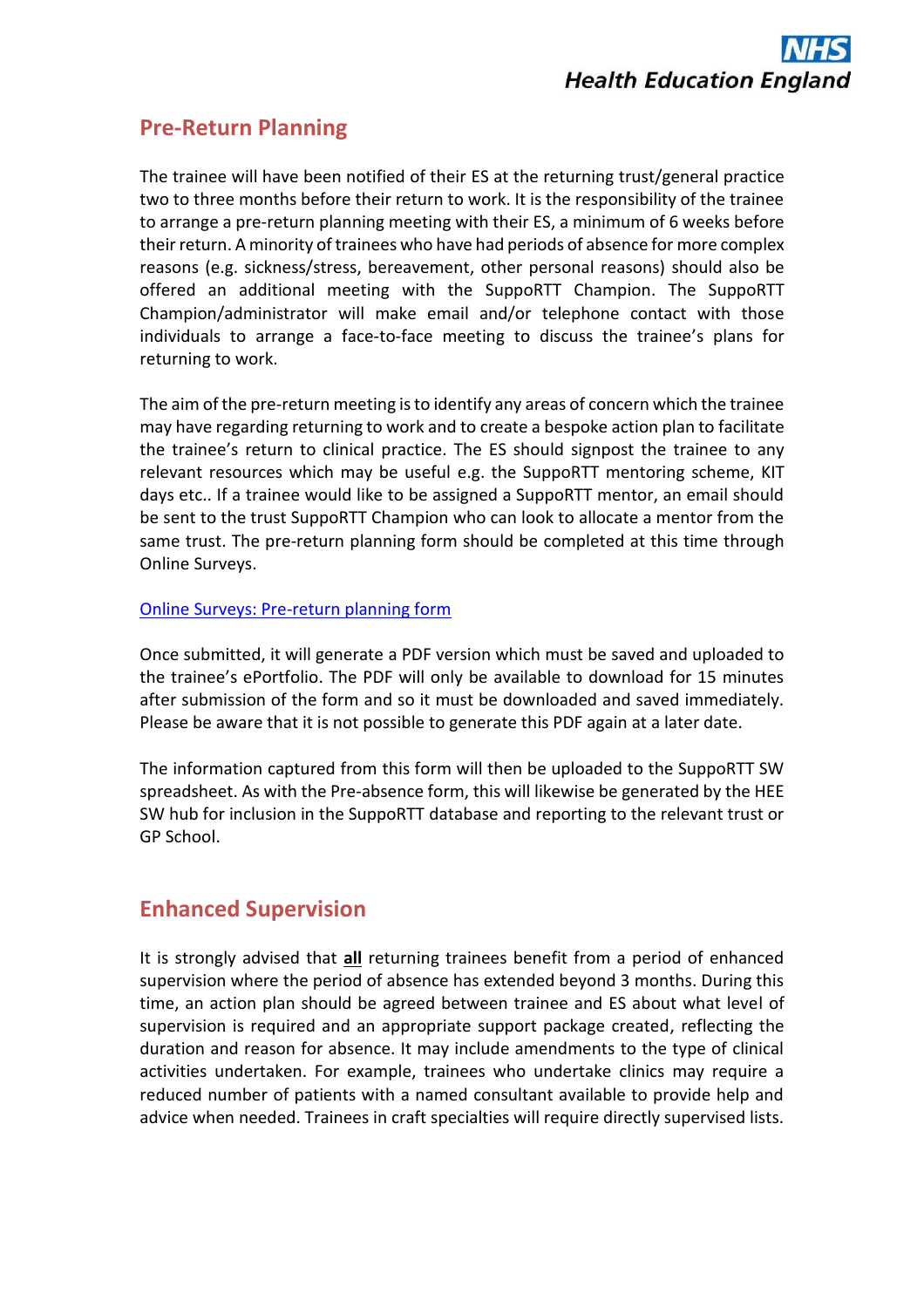## Pre-Return Planning

The trainee will have been notified of their ES at the returning trust/general practice two to three months before their return to work. It is the responsibility of the trainee to arrange a pre-return planning meeting with their ES, a minimum of 6 weeks before their return. A minority of trainees who have had periods of absence for more complex reasons (e.g. sickness/stress, bereavement, other personal reasons) should also be offered an additional meeting with the SuppoRTT Champion. The SuppoRTT Champion/administrator will make email and/or telephone contact with those individuals to arrange a face-to-face meeting to discuss the trainee's plans for returning to work.

The aim of the pre-return meeting is to identify any areas of concern which the trainee may have regarding returning to work and to create a bespoke action plan to facilitate the trainee's return to clinical practice. The ES should signpost the trainee to any relevant resources which may be useful e.g. the SuppoRTT mentoring scheme, KIT days etc.. If a trainee would like to be assigned a SuppoRTT mentor, an email should be sent to the trust SuppoRTT Champion who can look to allocate a mentor from the same trust. The pre-return planning form should be completed at this time through Online Surveys.

[Online Surveys: Pre-return planning form]

Once submitted, it will generate a PDF version which must be saved and uploaded to the trainee's ePortfolio. The PDF will only be available to download for 15 minutes after submission of the form and so it must be downloaded and saved immediately. Please be aware that it is not possible to generate this PDF again at a later date.

The information captured from this form will then be uploaded to the SuppoRTT SW spreadsheet. As with the Pre-absence form, this will likewise be generated by the HEE SW hub for inclusion in the SuppoRTT database and reporting to the relevant trust or GP School.

## Enhanced Supervision

It is strongly advised that **all** returning trainees benefit from a period of enhanced supervision where the period of absence has extended beyond 3 months. During this time, an action plan should be agreed between trainee and ES about what level of supervision is required and an appropriate support package created, reflecting the duration and reason for absence. It may include amendments to the type of clinical activities undertaken. For example, trainees who undertake clinics may require a reduced number of patients with a named consultant available to provide help and advice when needed. Trainees in craft specialties will require directly supervised lists.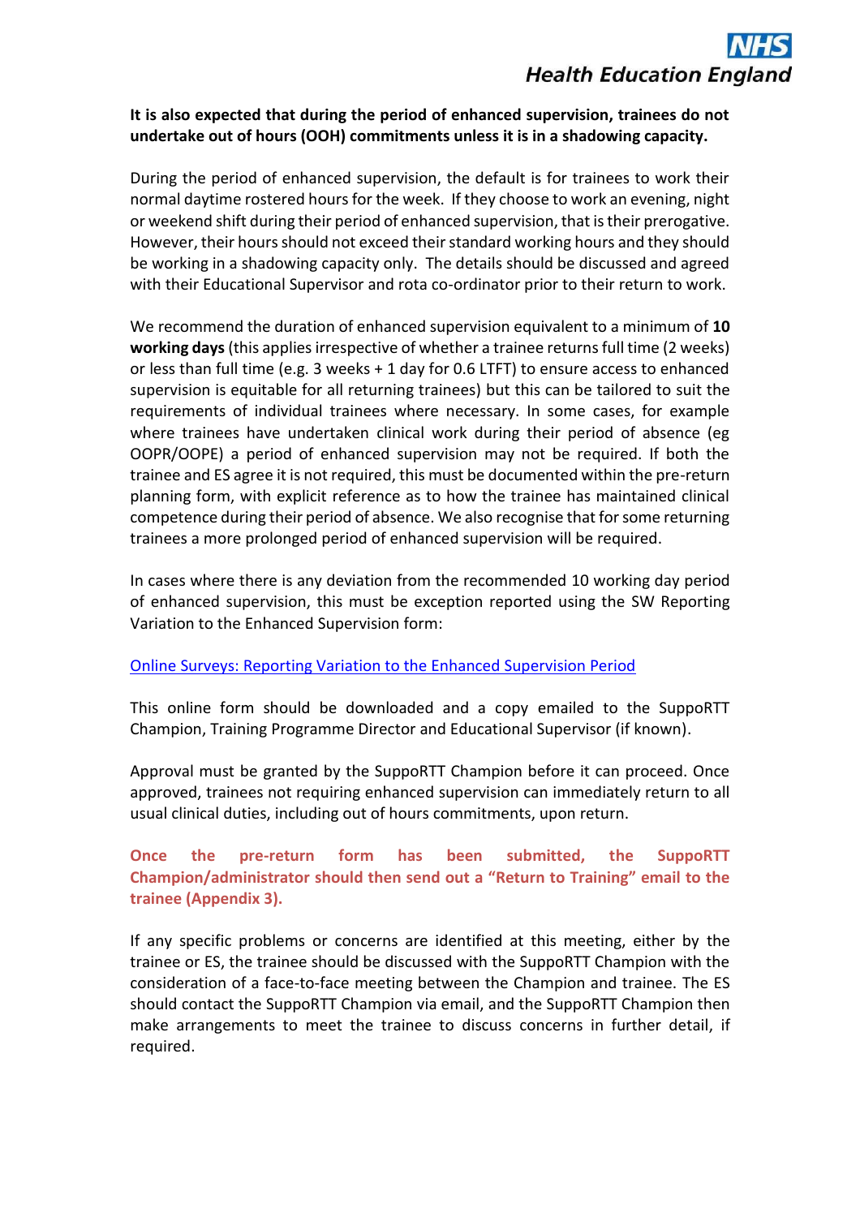**It is also expected that during the period of enhanced supervision, trainees do not undertake out of hours (OOH) commitments unless it is in a shadowing capacity.**

During the period of enhanced supervision, the default is for trainees to work their normal daytime rostered hours for the week. If they choose to work an evening, night or weekend shift during their period of enhanced supervision, that is their prerogative. However, their hours should not exceed their standard working hours and they should be working in a shadowing capacity only. The details should be discussed and agreed with their Educational Supervisor and rota co-ordinator prior to their return to work.

We recommend the duration of enhanced supervision equivalent to a minimum of **10 working days** (this applies irrespective of whether a trainee returns full time (2 weeks) or less than full time (e.g. 3 weeks + 1 day for 0.6 LTFT) to ensure access to enhanced supervision is equitable for all returning trainees) but this can be tailored to suit the requirements of individual trainees where necessary. In some cases, for example where trainees have undertaken clinical work during their period of absence (eg OOPR/OOPE) a period of enhanced supervision may not be required. If both the trainee and ES agree it is not required, this must be documented within the pre-return planning form, with explicit reference as to how the trainee has maintained clinical competence during their period of absence. We also recognise that for some returning trainees a more prolonged period of enhanced supervision will be required.

In cases where there is any deviation from the recommended 10 working day period of enhanced supervision, this must be exception reported using the SW Reporting Variation to the Enhanced Supervision form:

[Online Surveys: Reporting Variation to the Enhanced Supervision Period]

This online form should be downloaded and a copy emailed to the SuppoRTT Champion, Training Programme Director and Educational Supervisor (if known).

Approval must be granted by the SuppoRTT Champion before it can proceed. Once approved, trainees not requiring enhanced supervision can immediately return to all usual clinical duties, including out of hours commitments, upon return.

**Once the pre-return form has been submitted, the SuppoRTT Champion/administrator should then send out a "Return to Training" email to the trainee (Appendix 3).**

If any specific problems or concerns are identified at this meeting, either by the trainee or ES, the trainee should be discussed with the SuppoRTT Champion with the consideration of a face-to-face meeting between the Champion and trainee. The ES should contact the SuppoRTT Champion via email, and the SuppoRTT Champion then make arrangements to meet the trainee to discuss concerns in further detail, if required.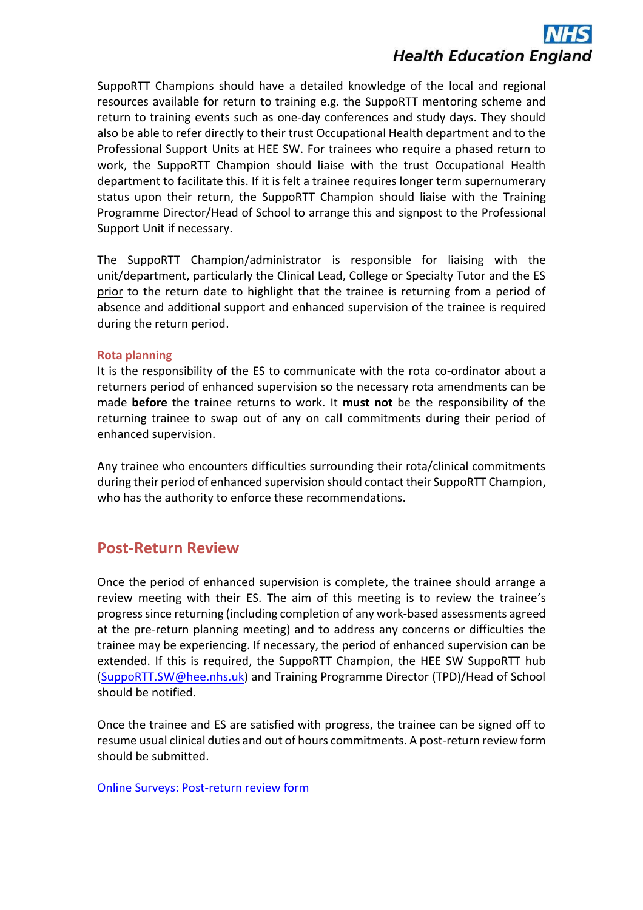SuppoRTT Champions should have a detailed knowledge of the local and regional resources available for return to training e.g. the SuppoRTT mentoring scheme and return to training events such as one-day conferences and study days. They should also be able to refer directly to their trust Occupational Health department and to the Professional Support Units at HEE SW. For trainees who require a phased return to work, the SuppoRTT Champion should liaise with the trust Occupational Health department to facilitate this. If it is felt a trainee requires longer term supernumerary status upon their return, the SuppoRTT Champion should liaise with the Training Programme Director/Head of School to arrange this and signpost to the Professional Support Unit if necessary.

The SuppoRTT Champion/administrator is responsible for liaising with the unit/department, particularly the Clinical Lead, College or Specialty Tutor and the ES <u>prior</u> to the return date to highlight that the trainee is returning from a period of absence and additional support and enhanced supervision of the trainee is required during the return period.

### Rota planning

It is the responsibility of the ES to communicate with the rota co-ordinator about a returners period of enhanced supervision so the necessary rota amendments can be made **before** the trainee returns to work. It **must not** be the responsibility of the returning trainee to swap out of any on call commitments during their period of enhanced supervision.

Any trainee who encounters difficulties surrounding their rota/clinical commitments during their period of enhanced supervision should contact their SuppoRTT Champion, who has the authority to enforce these recommendations.

## Post-Return Review

Once the period of enhanced supervision is complete, the trainee should arrange a review meeting with their ES. The aim of this meeting is to review the trainee's progress since returning (including completion of any work-based assessments agreed at the pre-return planning meeting) and to address any concerns or difficulties the trainee may be experiencing. If necessary, the period of enhanced supervision can be extended. If this is required, the SuppoRTT Champion, the HEE SW SuppoRTT hub (SuppoRTT.SW@hee.nhs.uk) and Training Programme Director (TPD)/Head of School should be notified.

Once the trainee and ES are satisfied with progress, the trainee can be signed off to resume usual clinical duties and out of hours commitments. A post-return review form should be submitted.

Online Surveys: Post-return review form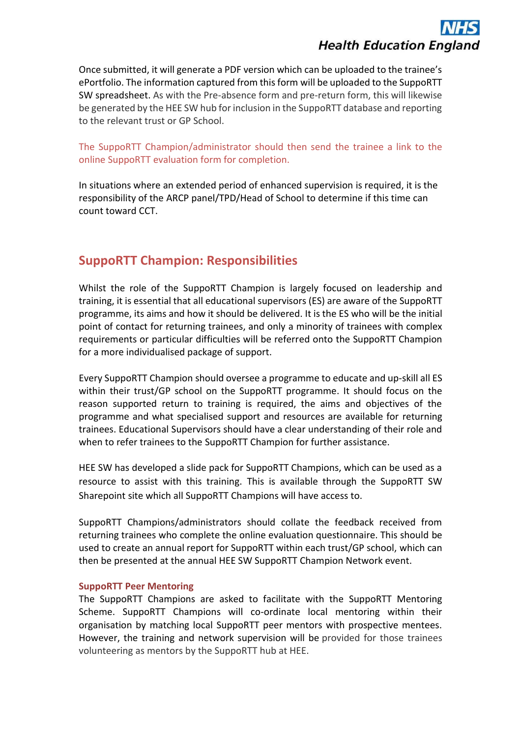Once submitted, it will generate a PDF version which can be uploaded to the trainee's ePortfolio. The information captured from this form will be uploaded to the SuppoRTT SW spreadsheet. As with the Pre-absence form and pre-return form, this will likewise be generated by the HEE SW hub for inclusion in the SuppoRTT database and reporting to the relevant trust or GP School.

The SuppoRTT Champion/administrator should then send the trainee a link to the online SuppoRTT evaluation form for completion.

In situations where an extended period of enhanced supervision is required, it is the responsibility of the ARCP panel/TPD/Head of School to determine if this time can count toward CCT.

## SuppoRTT Champion: Responsibilities

Whilst the role of the SuppoRTT Champion is largely focused on leadership and training, it is essential that all educational supervisors (ES) are aware of the SuppoRTT programme, its aims and how it should be delivered. It is the ES who will be the initial point of contact for returning trainees, and only a minority of trainees with complex requirements or particular difficulties will be referred onto the SuppoRTT Champion for a more individualised package of support.

Every SuppoRTT Champion should oversee a programme to educate and up-skill all ES within their trust/GP school on the SuppoRTT programme. It should focus on the reason supported return to training is required, the aims and objectives of the programme and what specialised support and resources are available for returning trainees. Educational Supervisors should have a clear understanding of their role and when to refer trainees to the SuppoRTT Champion for further assistance.

HEE SW has developed a slide pack for SuppoRTT Champions, which can be used as a resource to assist with this training. This is available through the SuppoRTT SW Sharepoint site which all SuppoRTT Champions will have access to.

SuppoRTT Champions/administrators should collate the feedback received from returning trainees who complete the online evaluation questionnaire. This should be used to create an annual report for SuppoRTT within each trust/GP school, which can then be presented at the annual HEE SW SuppoRTT Champion Network event.

### SuppoRTT Peer Mentoring

The SuppoRTT Champions are asked to facilitate with the SuppoRTT Mentoring Scheme. SuppoRTT Champions will co-ordinate local mentoring within their organisation by matching local SuppoRTT peer mentors with prospective mentees. However, the training and network supervision will be provided for those trainees volunteering as mentors by the SuppoRTT hub at HEE.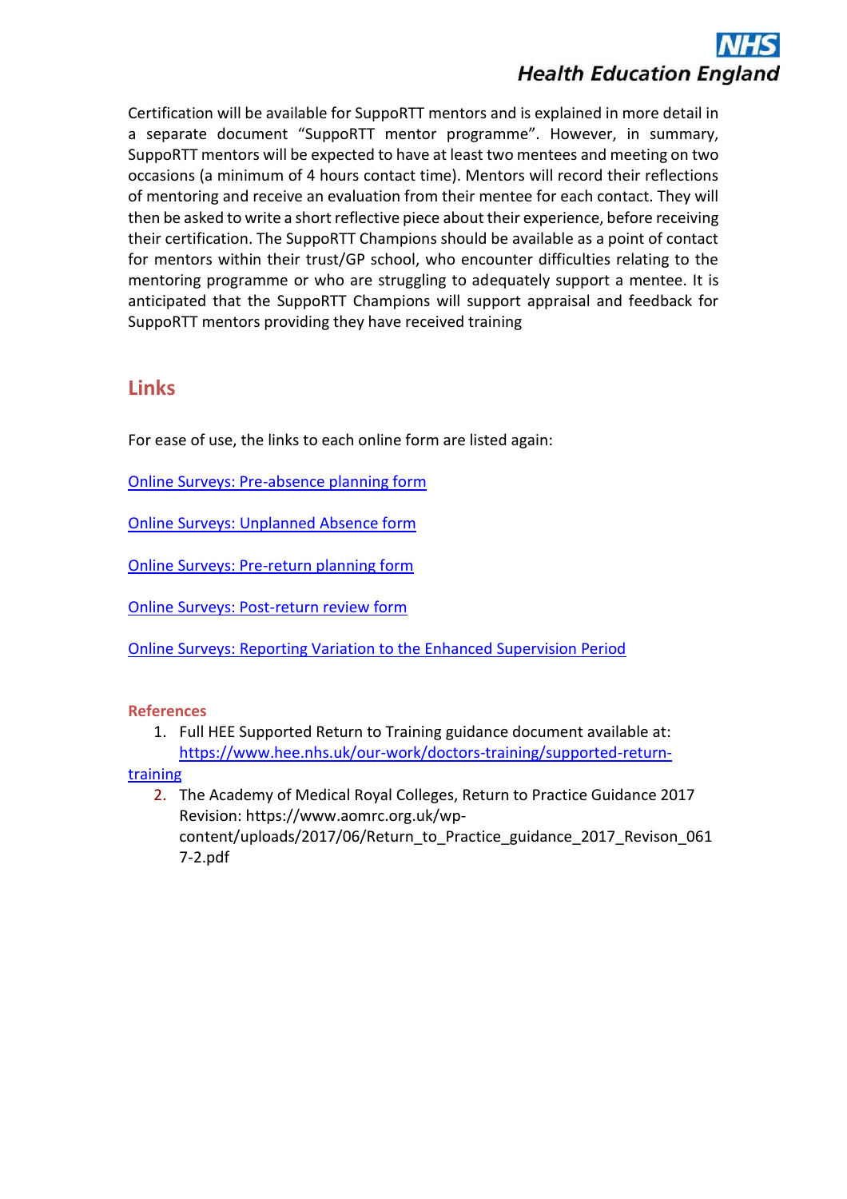Certification will be available for SuppoRTT mentors and is explained in more detail in a separate document "SuppoRTT mentor programme". However, in summary, SuppoRTT mentors will be expected to have at least two mentees and meeting on two occasions (a minimum of 4 hours contact time). Mentors will record their reflections of mentoring and receive an evaluation from their mentee for each contact. They will then be asked to write a short reflective piece about their experience, before receiving their certification. The SuppoRTT Champions should be available as a point of contact for mentors within their trust/GP school, who encounter difficulties relating to the mentoring programme or who are struggling to adequately support a mentee. It is anticipated that the SuppoRTT Champions will support appraisal and feedback for SuppoRTT mentors providing they have received training

## Links

For ease of use, the links to each online form are listed again:

Online Surveys: Pre-absence planning form

Online Surveys: Unplanned Absence form

Online Surveys: Pre-return planning form

Online Surveys: Post-return review form

Online Surveys: Reporting Variation to the Enhanced Supervision Period

### References

1. Full HEE Supported Return to Training guidance document available at: https://www.hee.nhs.uk/our-work/doctors-training/supported-return-training
2. The Academy of Medical Royal Colleges, Return to Practice Guidance 2017 Revision: https://www.aomrc.org.uk/wp-content/uploads/2017/06/Return_to_Practice_guidance_2017_Revison_0617-2.pdf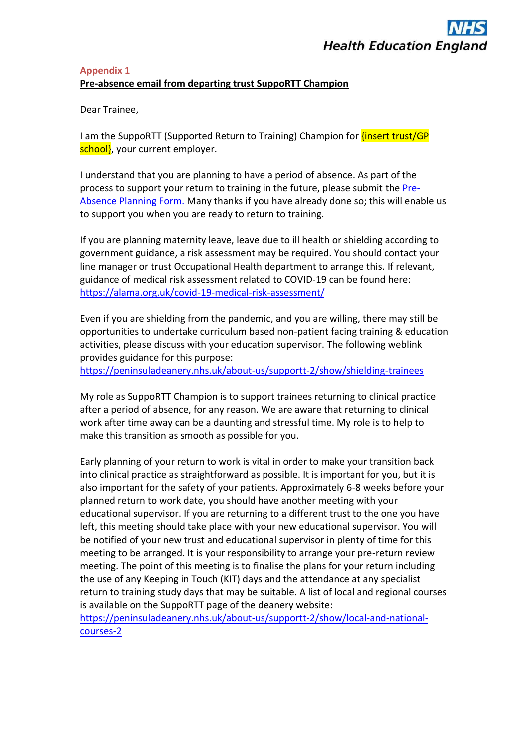## Appendix 1

**Pre-absence email from departing trust SuppoRTT Champion**

Dear Trainee,

I am the SuppoRTT (Supported Return to Training) Champion for {insert trust/GP school}, your current employer.

I understand that you are planning to have a period of absence. As part of the process to support your return to training in the future, please submit the Pre-Absence Planning Form. Many thanks if you have already done so; this will enable us to support you when you are ready to return to training.

If you are planning maternity leave, leave due to ill health or shielding according to government guidance, a risk assessment may be required. You should contact your line manager or trust Occupational Health department to arrange this. If relevant, guidance of medical risk assessment related to COVID-19 can be found here: https://alama.org.uk/covid-19-medical-risk-assessment/

Even if you are shielding from the pandemic, and you are willing, there may still be opportunities to undertake curriculum based non-patient facing training & education activities, please discuss with your education supervisor. The following weblink provides guidance for this purpose:
https://peninsuladeanery.nhs.uk/about-us/supportt-2/show/shielding-trainees

My role as SuppoRTT Champion is to support trainees returning to clinical practice after a period of absence, for any reason. We are aware that returning to clinical work after time away can be a daunting and stressful time. My role is to help to make this transition as smooth as possible for you.

Early planning of your return to work is vital in order to make your transition back into clinical practice as straightforward as possible. It is important for you, but it is also important for the safety of your patients. Approximately 6-8 weeks before your planned return to work date, you should have another meeting with your educational supervisor. If you are returning to a different trust to the one you have left, this meeting should take place with your new educational supervisor. You will be notified of your new trust and educational supervisor in plenty of time for this meeting to be arranged. It is your responsibility to arrange your pre-return review meeting. The point of this meeting is to finalise the plans for your return including the use of any Keeping in Touch (KIT) days and the attendance at any specialist return to training study days that may be suitable. A list of local and regional courses is available on the SuppoRTT page of the deanery website:
https://peninsuladeanery.nhs.uk/about-us/supportt-2/show/local-and-national-courses-2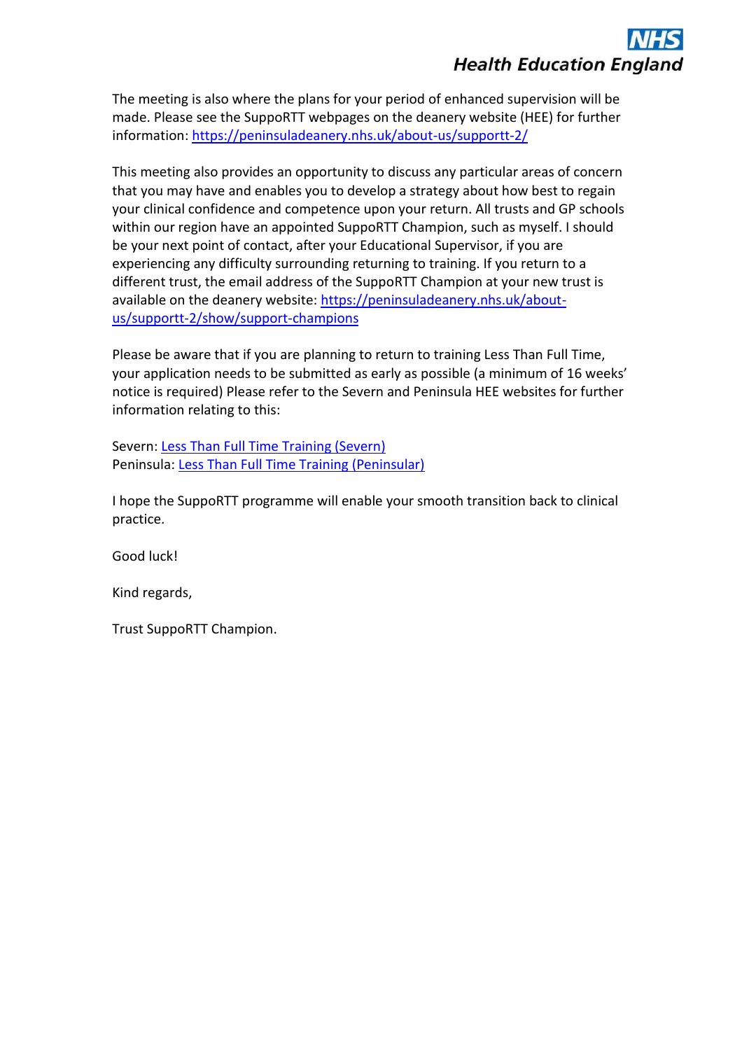The meeting is also where the plans for your period of enhanced supervision will be made. Please see the SuppoRTT webpages on the deanery website (HEE) for further information: [https://peninsuladeanery.nhs.uk/about-us/supportt-2/](https://peninsuladeanery.nhs.uk/about-us/supportt-2/)

This meeting also provides an opportunity to discuss any particular areas of concern that you may have and enables you to develop a strategy about how best to regain your clinical confidence and competence upon your return. All trusts and GP schools within our region have an appointed SuppoRTT Champion, such as myself. I should be your next point of contact, after your Educational Supervisor, if you are experiencing any difficulty surrounding returning to training. If you return to a different trust, the email address of the SuppoRTT Champion at your new trust is available on the deanery website: [https://peninsuladeanery.nhs.uk/about-us/supportt-2/show/support-champions](https://peninsuladeanery.nhs.uk/about-us/supportt-2/show/support-champions)

Please be aware that if you are planning to return to training Less Than Full Time, your application needs to be submitted as early as possible (a minimum of 16 weeks' notice is required) Please refer to the Severn and Peninsula HEE websites for further information relating to this:

Severn: Less Than Full Time Training (Severn)
Peninsula: Less Than Full Time Training (Peninsular)

I hope the SuppoRTT programme will enable your smooth transition back to clinical practice.

Good luck!

Kind regards,

Trust SuppoRTT Champion.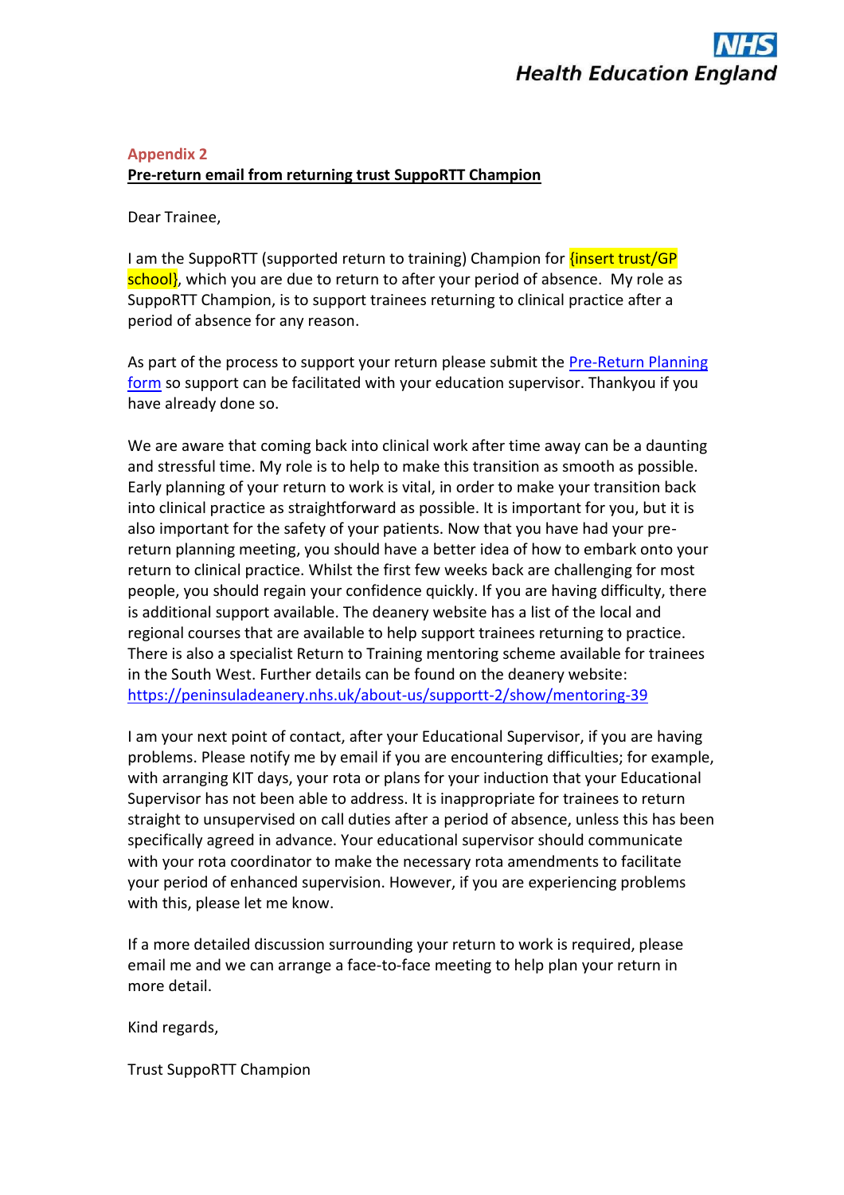NHS
Health Education England

**Appendix 2**

**Pre-return email from returning trust SuppoRTT Champion**

Dear Trainee,

I am the SuppoRTT (supported return to training) Champion for {insert trust/GP school}, which you are due to return to after your period of absence. My role as SuppoRTT Champion, is to support trainees returning to clinical practice after a period of absence for any reason.

As part of the process to support your return please submit the Pre-Return Planning form so support can be facilitated with your education supervisor. Thankyou if you have already done so.

We are aware that coming back into clinical work after time away can be a daunting and stressful time. My role is to help to make this transition as smooth as possible. Early planning of your return to work is vital, in order to make your transition back into clinical practice as straightforward as possible. It is important for you, but it is also important for the safety of your patients. Now that you have had your pre-return planning meeting, you should have a better idea of how to embark onto your return to clinical practice. Whilst the first few weeks back are challenging for most people, you should regain your confidence quickly. If you are having difficulty, there is additional support available. The deanery website has a list of the local and regional courses that are available to help support trainees returning to practice. There is also a specialist Return to Training mentoring scheme available for trainees in the South West. Further details can be found on the deanery website: https://peninsuladeanery.nhs.uk/about-us/supportt-2/show/mentoring-39

I am your next point of contact, after your Educational Supervisor, if you are having problems. Please notify me by email if you are encountering difficulties; for example, with arranging KIT days, your rota or plans for your induction that your Educational Supervisor has not been able to address. It is inappropriate for trainees to return straight to unsupervised on call duties after a period of absence, unless this has been specifically agreed in advance. Your educational supervisor should communicate with your rota coordinator to make the necessary rota amendments to facilitate your period of enhanced supervision. However, if you are experiencing problems with this, please let me know.

If a more detailed discussion surrounding your return to work is required, please email me and we can arrange a face-to-face meeting to help plan your return in more detail.

Kind regards,

Trust SuppoRTT Champion